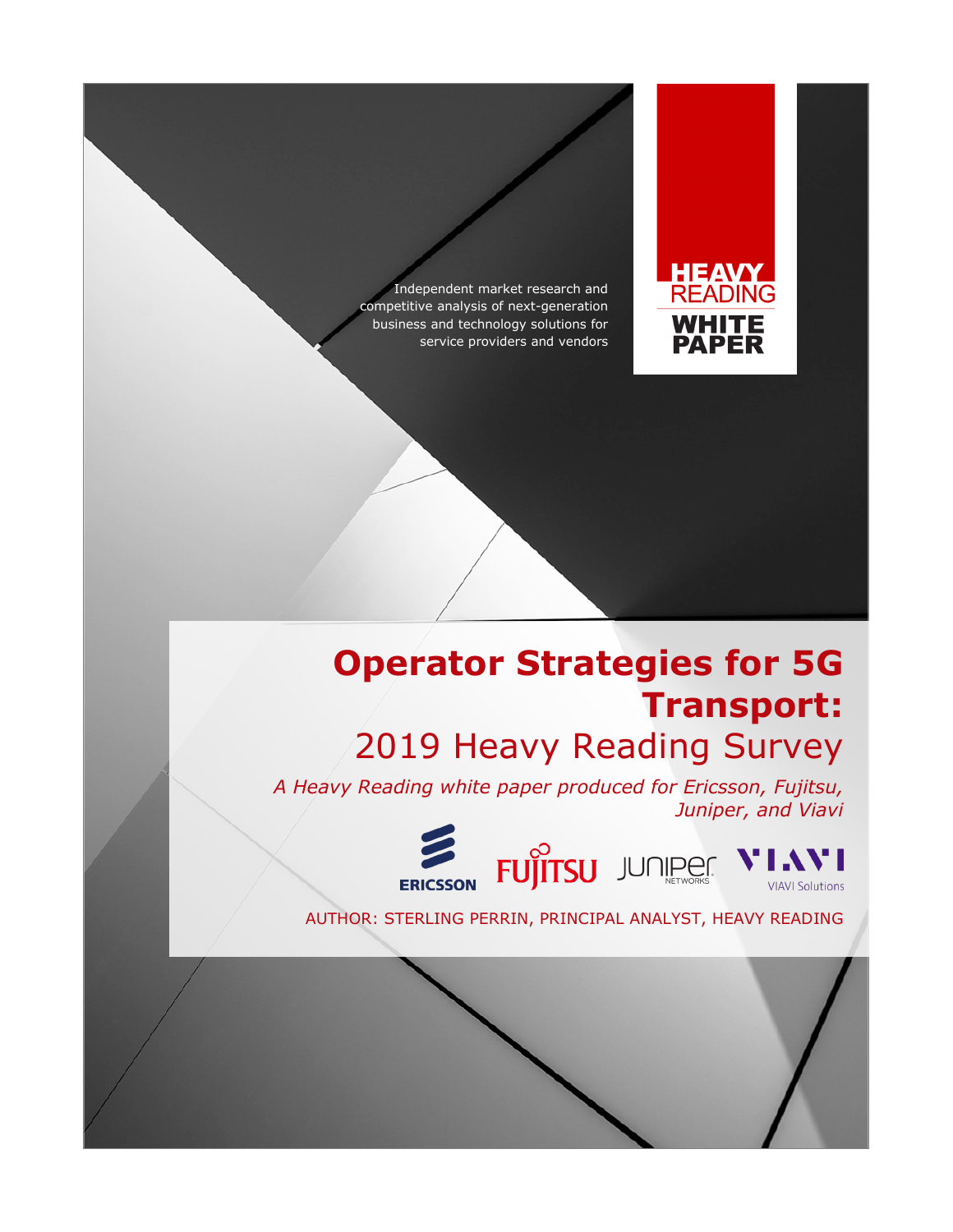Independent market research and competitive analysis of next-generation business and technology solutions for service providers and vendors

HEAVY READING
WHITE PAPER

# Operator Strategies for 5G Transport:

## 2019 Heavy Reading Survey

*A Heavy Reading white paper produced for Ericsson, Fujitsu, Juniper, and Viavi*

ERICSSON FUJITSU JUNIPER NETWORKS VIAVI Solutions

AUTHOR: STERLING PERRIN, PRINCIPAL ANALYST, HEAVY READING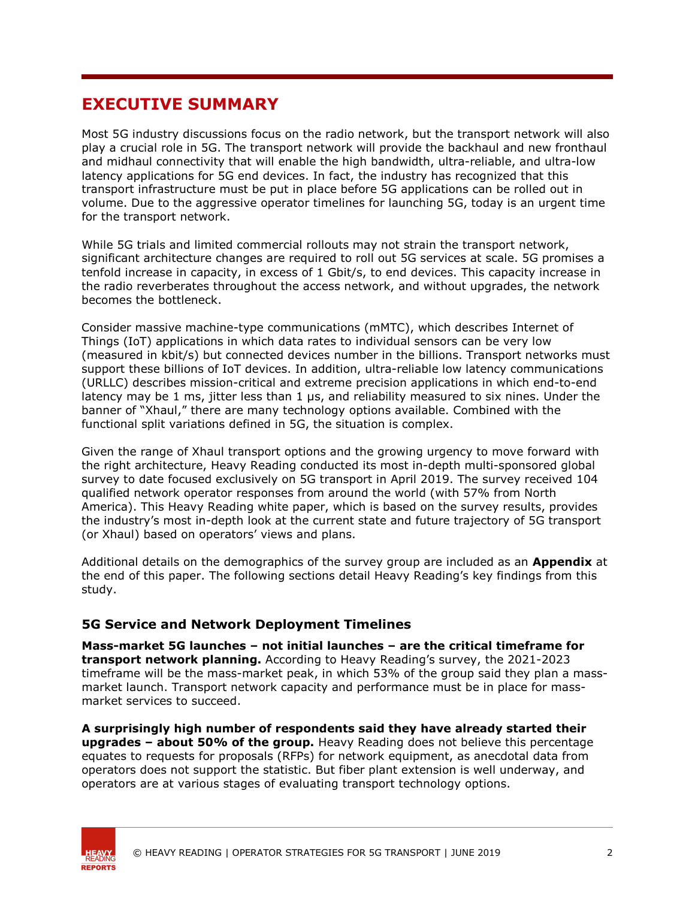# EXECUTIVE SUMMARY

Most 5G industry discussions focus on the radio network, but the transport network will also play a crucial role in 5G. The transport network will provide the backhaul and new fronthaul and midhaul connectivity that will enable the high bandwidth, ultra-reliable, and ultra-low latency applications for 5G end devices. In fact, the industry has recognized that this transport infrastructure must be put in place before 5G applications can be rolled out in volume. Due to the aggressive operator timelines for launching 5G, today is an urgent time for the transport network.

While 5G trials and limited commercial rollouts may not strain the transport network, significant architecture changes are required to roll out 5G services at scale. 5G promises a tenfold increase in capacity, in excess of 1 Gbit/s, to end devices. This capacity increase in the radio reverberates throughout the access network, and without upgrades, the network becomes the bottleneck.

Consider massive machine-type communications (mMTC), which describes Internet of Things (IoT) applications in which data rates to individual sensors can be very low (measured in kbit/s) but connected devices number in the billions. Transport networks must support these billions of IoT devices. In addition, ultra-reliable low latency communications (URLLC) describes mission-critical and extreme precision applications in which end-to-end latency may be 1 ms, jitter less than 1 µs, and reliability measured to six nines. Under the banner of "Xhaul," there are many technology options available. Combined with the functional split variations defined in 5G, the situation is complex.

Given the range of Xhaul transport options and the growing urgency to move forward with the right architecture, Heavy Reading conducted its most in-depth multi-sponsored global survey to date focused exclusively on 5G transport in April 2019. The survey received 104 qualified network operator responses from around the world (with 57% from North America). This Heavy Reading white paper, which is based on the survey results, provides the industry's most in-depth look at the current state and future trajectory of 5G transport (or Xhaul) based on operators' views and plans.

Additional details on the demographics of the survey group are included as an **Appendix** at the end of this paper. The following sections detail Heavy Reading's key findings from this study.

### 5G Service and Network Deployment Timelines

**Mass-market 5G launches – not initial launches – are the critical timeframe for transport network planning.** According to Heavy Reading's survey, the 2021-2023 timeframe will be the mass-market peak, in which 53% of the group said they plan a mass-market launch. Transport network capacity and performance must be in place for mass-market services to succeed.

**A surprisingly high number of respondents said they have already started their upgrades – about 50% of the group.** Heavy Reading does not believe this percentage equates to requests for proposals (RFPs) for network equipment, as anecdotal data from operators does not support the statistic. But fiber plant extension is well underway, and operators are at various stages of evaluating transport technology options.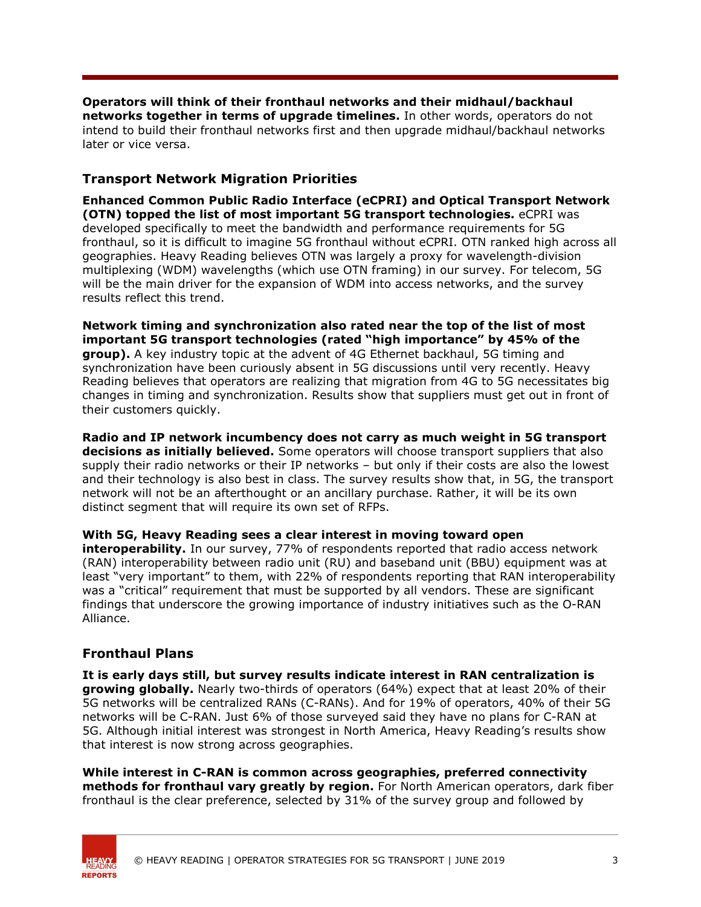**Operators will think of their fronthaul networks and their midhaul/backhaul networks together in terms of upgrade timelines.** In other words, operators do not intend to build their fronthaul networks first and then upgrade midhaul/backhaul networks later or vice versa.

## Transport Network Migration Priorities

**Enhanced Common Public Radio Interface (eCPRI) and Optical Transport Network (OTN) topped the list of most important 5G transport technologies.** eCPRI was developed specifically to meet the bandwidth and performance requirements for 5G fronthaul, so it is difficult to imagine 5G fronthaul without eCPRI. OTN ranked high across all geographies. Heavy Reading believes OTN was largely a proxy for wavelength-division multiplexing (WDM) wavelengths (which use OTN framing) in our survey. For telecom, 5G will be the main driver for the expansion of WDM into access networks, and the survey results reflect this trend.

**Network timing and synchronization also rated near the top of the list of most important 5G transport technologies (rated "high importance" by 45% of the group).** A key industry topic at the advent of 4G Ethernet backhaul, 5G timing and synchronization have been curiously absent in 5G discussions until very recently. Heavy Reading believes that operators are realizing that migration from 4G to 5G necessitates big changes in timing and synchronization. Results show that suppliers must get out in front of their customers quickly.

**Radio and IP network incumbency does not carry as much weight in 5G transport decisions as initially believed.** Some operators will choose transport suppliers that also supply their radio networks or their IP networks – but only if their costs are also the lowest and their technology is also best in class. The survey results show that, in 5G, the transport network will not be an afterthought or an ancillary purchase. Rather, it will be its own distinct segment that will require its own set of RFPs.

**With 5G, Heavy Reading sees a clear interest in moving toward open interoperability.** In our survey, 77% of respondents reported that radio access network (RAN) interoperability between radio unit (RU) and baseband unit (BBU) equipment was at least "very important" to them, with 22% of respondents reporting that RAN interoperability was a "critical" requirement that must be supported by all vendors. These are significant findings that underscore the growing importance of industry initiatives such as the O-RAN Alliance.

## Fronthaul Plans

**It is early days still, but survey results indicate interest in RAN centralization is growing globally.** Nearly two-thirds of operators (64%) expect that at least 20% of their 5G networks will be centralized RANs (C-RANs). And for 19% of operators, 40% of their 5G networks will be C-RAN. Just 6% of those surveyed said they have no plans for C-RAN at 5G. Although initial interest was strongest in North America, Heavy Reading's results show that interest is now strong across geographies.

**While interest in C-RAN is common across geographies, preferred connectivity methods for fronthaul vary greatly by region.** For North American operators, dark fiber fronthaul is the clear preference, selected by 31% of the survey group and followed by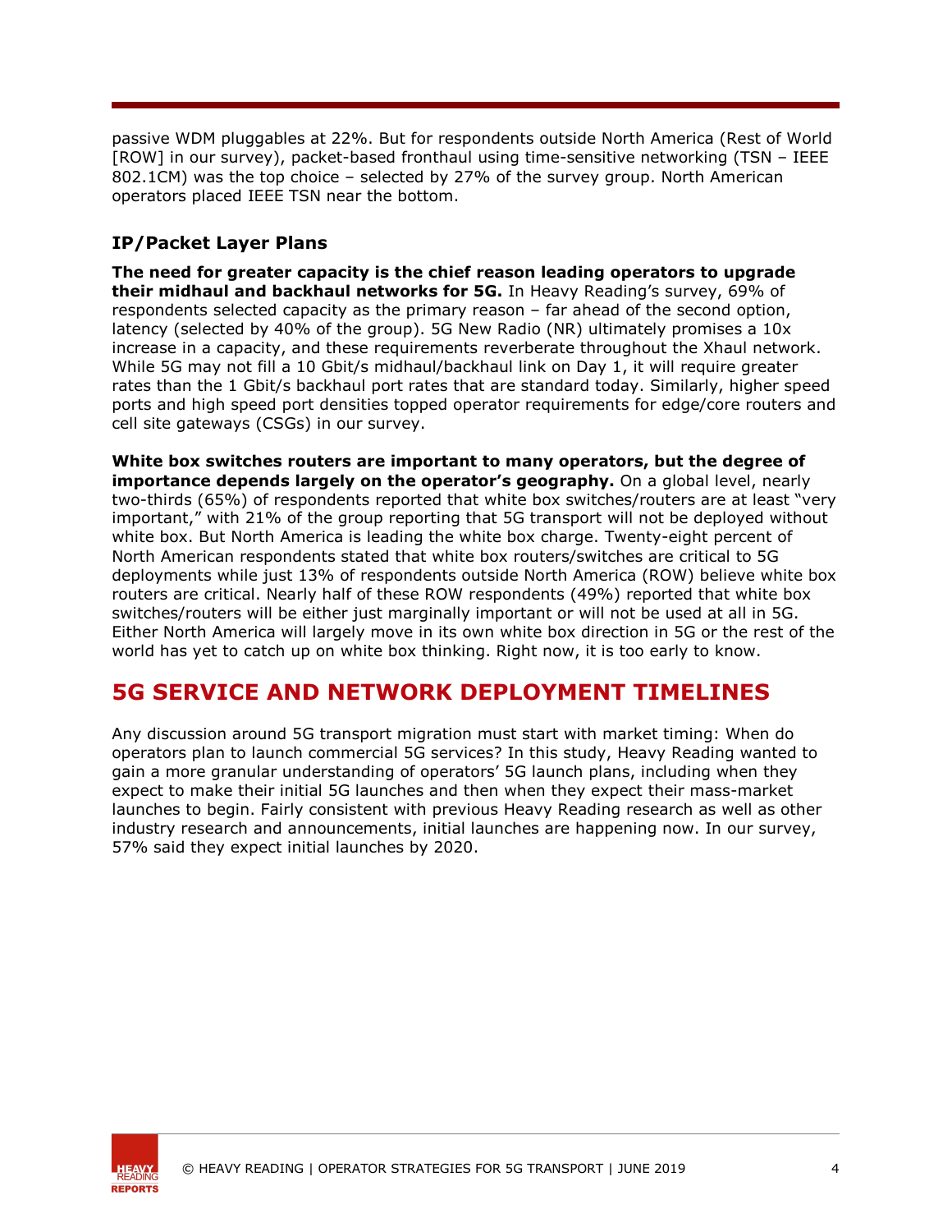passive WDM pluggables at 22%. But for respondents outside North America (Rest of World [ROW] in our survey), packet-based fronthaul using time-sensitive networking (TSN – IEEE 802.1CM) was the top choice – selected by 27% of the survey group. North American operators placed IEEE TSN near the bottom.

### IP/Packet Layer Plans

**The need for greater capacity is the chief reason leading operators to upgrade their midhaul and backhaul networks for 5G.** In Heavy Reading's survey, 69% of respondents selected capacity as the primary reason – far ahead of the second option, latency (selected by 40% of the group). 5G New Radio (NR) ultimately promises a 10x increase in a capacity, and these requirements reverberate throughout the Xhaul network. While 5G may not fill a 10 Gbit/s midhaul/backhaul link on Day 1, it will require greater rates than the 1 Gbit/s backhaul port rates that are standard today. Similarly, higher speed ports and high speed port densities topped operator requirements for edge/core routers and cell site gateways (CSGs) in our survey.

**White box switches routers are important to many operators, but the degree of importance depends largely on the operator's geography.** On a global level, nearly two-thirds (65%) of respondents reported that white box switches/routers are at least "very important," with 21% of the group reporting that 5G transport will not be deployed without white box. But North America is leading the white box charge. Twenty-eight percent of North American respondents stated that white box routers/switches are critical to 5G deployments while just 13% of respondents outside North America (ROW) believe white box routers are critical. Nearly half of these ROW respondents (49%) reported that white box switches/routers will be either just marginally important or will not be used at all in 5G. Either North America will largely move in its own white box direction in 5G or the rest of the world has yet to catch up on white box thinking. Right now, it is too early to know.

## 5G SERVICE AND NETWORK DEPLOYMENT TIMELINES

Any discussion around 5G transport migration must start with market timing: When do operators plan to launch commercial 5G services? In this study, Heavy Reading wanted to gain a more granular understanding of operators' 5G launch plans, including when they expect to make their initial 5G launches and then when they expect their mass-market launches to begin. Fairly consistent with previous Heavy Reading research as well as other industry research and announcements, initial launches are happening now. In our survey, 57% said they expect initial launches by 2020.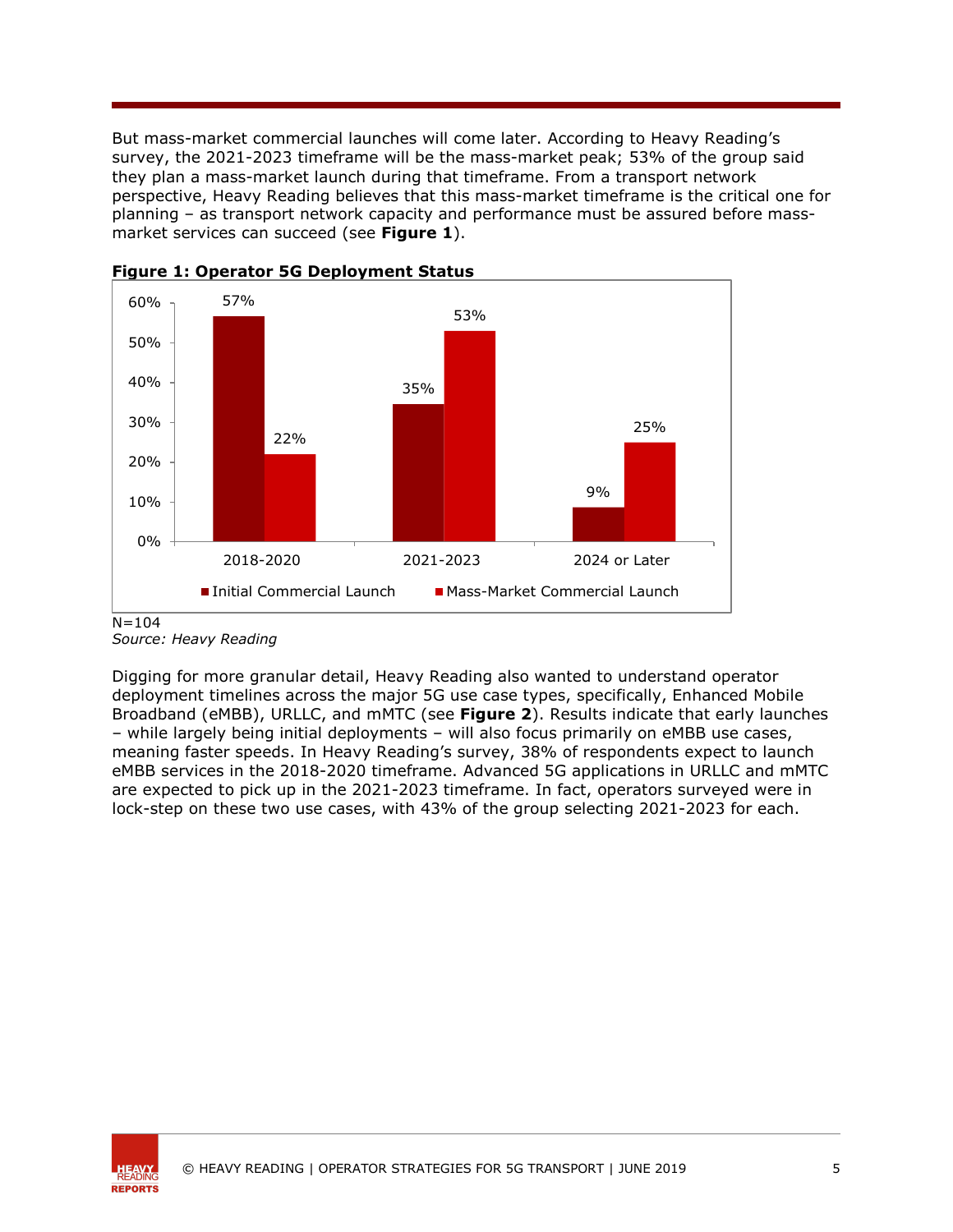But mass-market commercial launches will come later. According to Heavy Reading's survey, the 2021-2023 timeframe will be the mass-market peak; 53% of the group said they plan a mass-market launch during that timeframe. From a transport network perspective, Heavy Reading believes that this mass-market timeframe is the critical one for planning – as transport network capacity and performance must be assured before mass-market services can succeed (see **Figure 1**).

**Figure 1: Operator 5G Deployment Status**

60%
50%
40%
30%
20%
10%
0%

57%
22%
2018-2020

35%
53%
2021-2023

9%
25%
2024 or Later

Initial Commercial Launch
Mass-Market Commercial Launch

N=104
*Source: Heavy Reading*

Digging for more granular detail, Heavy Reading also wanted to understand operator deployment timelines across the major 5G use case types, specifically, Enhanced Mobile Broadband (eMBB), URLLC, and mMTC (see **Figure 2**). Results indicate that early launches – while largely being initial deployments – will also focus primarily on eMBB use cases, meaning faster speeds. In Heavy Reading's survey, 38% of respondents expect to launch eMBB services in the 2018-2020 timeframe. Advanced 5G applications in URLLC and mMTC are expected to pick up in the 2021-2023 timeframe. In fact, operators surveyed were in lock-step on these two use cases, with 43% of the group selecting 2021-2023 for each.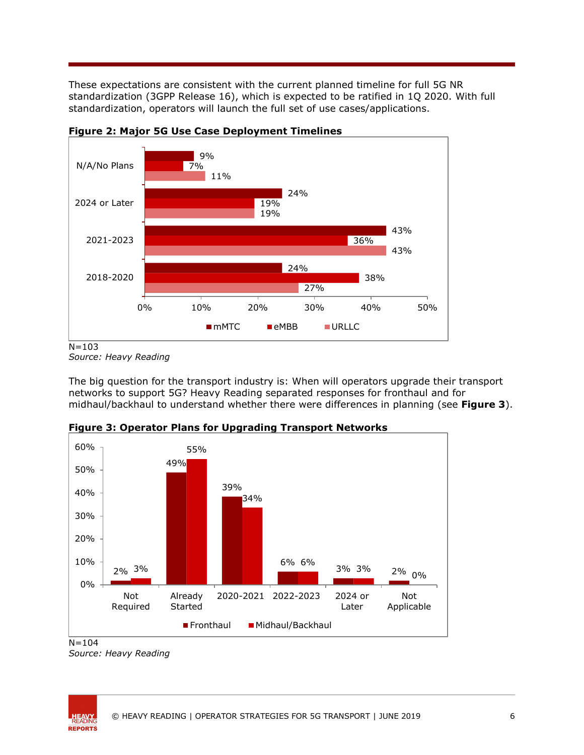These expectations are consistent with the current planned timeline for full 5G NR standardization (3GPP Release 16), which is expected to be ratified in 1Q 2020. With full standardization, operators will launch the full set of use cases/applications.

**Figure 2: Major 5G Use Case Deployment Timelines**

N/A/No Plans
9%
7%
11%

2024 or Later
24%
19%
19%

2021-2023
43%
36%
43%

2018-2020
24%
38%
27%

0% 10% 20% 30% 40% 50%

mMTC eMBB URLLC

N=103
*Source: Heavy Reading*

The big question for the transport industry is: When will operators upgrade their transport networks to support 5G? Heavy Reading separated responses for fronthaul and for midhaul/backhaul to understand whether there were differences in planning (see **Figure 3**).

**Figure 3: Operator Plans for Upgrading Transport Networks**

60% 50% 40% 30% 20% 10% 0%

Not Required: 2% 3%
Already Started: 49% 55%
2020-2021: 39% 34%
2022-2023: 6% 6%
2024 or Later: 3% 3%
Not Applicable: 2% 0%

Fronthaul Midhaul/Backhaul

N=104
*Source: Heavy Reading*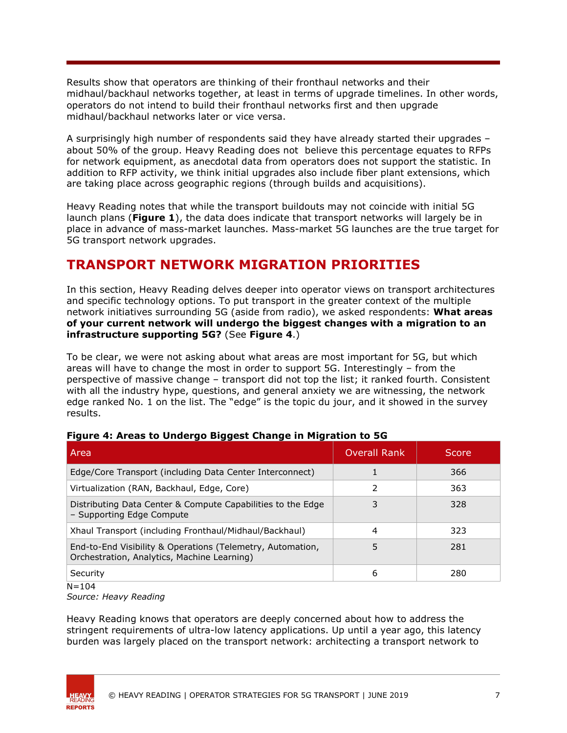Results show that operators are thinking of their fronthaul networks and their midhaul/backhaul networks together, at least in terms of upgrade timelines. In other words, operators do not intend to build their fronthaul networks first and then upgrade midhaul/backhaul networks later or vice versa.

A surprisingly high number of respondents said they have already started their upgrades – about 50% of the group. Heavy Reading does not believe this percentage equates to RFPs for network equipment, as anecdotal data from operators does not support the statistic. In addition to RFP activity, we think initial upgrades also include fiber plant extensions, which are taking place across geographic regions (through builds and acquisitions).

Heavy Reading notes that while the transport buildouts may not coincide with initial 5G launch plans (**Figure 1**), the data does indicate that transport networks will largely be in place in advance of mass-market launches. Mass-market 5G launches are the true target for 5G transport network upgrades.

## TRANSPORT NETWORK MIGRATION PRIORITIES

In this section, Heavy Reading delves deeper into operator views on transport architectures and specific technology options. To put transport in the greater context of the multiple network initiatives surrounding 5G (aside from radio), we asked respondents: **What areas of your current network will undergo the biggest changes with a migration to an infrastructure supporting 5G?** (See **Figure 4**.)

To be clear, we were not asking about what areas are most important for 5G, but which areas will have to change the most in order to support 5G. Interestingly – from the perspective of massive change – transport did not top the list; it ranked fourth. Consistent with all the industry hype, questions, and general anxiety we are witnessing, the network edge ranked No. 1 on the list. The "edge" is the topic du jour, and it showed in the survey results.

**Figure 4: Areas to Undergo Biggest Change in Migration to 5G**

| Area | Overall Rank | Score |
|---|---|---|
| Edge/Core Transport (including Data Center Interconnect) | 1 | 366 |
| Virtualization (RAN, Backhaul, Edge, Core) | 2 | 363 |
| Distributing Data Center & Compute Capabilities to the Edge – Supporting Edge Compute | 3 | 328 |
| Xhaul Transport (including Fronthaul/Midhaul/Backhaul) | 4 | 323 |
| End-to-End Visibility & Operations (Telemetry, Automation, Orchestration, Analytics, Machine Learning) | 5 | 281 |
| Security | 6 | 280 |

N=104

*Source: Heavy Reading*

Heavy Reading knows that operators are deeply concerned about how to address the stringent requirements of ultra-low latency applications. Up until a year ago, this latency burden was largely placed on the transport network: architecting a transport network to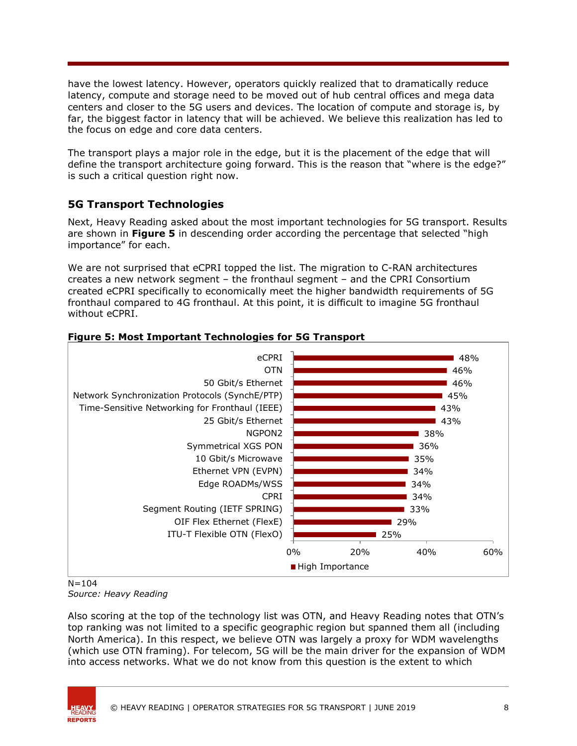have the lowest latency. However, operators quickly realized that to dramatically reduce latency, compute and storage need to be moved out of hub central offices and mega data centers and closer to the 5G users and devices. The location of compute and storage is, by far, the biggest factor in latency that will be achieved. We believe this realization has led to the focus on edge and core data centers.

The transport plays a major role in the edge, but it is the placement of the edge that will define the transport architecture going forward. This is the reason that "where is the edge?" is such a critical question right now.

## 5G Transport Technologies

Next, Heavy Reading asked about the most important technologies for 5G transport. Results are shown in **Figure 5** in descending order according the percentage that selected "high importance" for each.

We are not surprised that eCPRI topped the list. The migration to C-RAN architectures creates a new network segment – the fronthaul segment – and the CPRI Consortium created eCPRI specifically to economically meet the higher bandwidth requirements of 5G fronthaul compared to 4G fronthaul. At this point, it is difficult to imagine 5G fronthaul without eCPRI.

**Figure 5: Most Important Technologies for 5G Transport**

eCPRI 48%
OTN 46%
50 Gbit/s Ethernet 46%
Network Synchronization Protocols (SynchE/PTP) 45%
Time-Sensitive Networking for Fronthaul (IEEE) 43%
25 Gbit/s Ethernet 43%
NGPON2 38%
Symmetrical XGS PON 36%
10 Gbit/s Microwave 35%
Ethernet VPN (EVPN) 34%
Edge ROADMs/WSS 34%
CPRI 34%
Segment Routing (IETF SPRING) 33%
OIF Flex Ethernet (FlexE) 29%
ITU-T Flexible OTN (FlexO) 25%

0% 20% 40% 60%

High Importance

N=104

*Source: Heavy Reading*

Also scoring at the top of the technology list was OTN, and Heavy Reading notes that OTN's top ranking was not limited to a specific geographic region but spanned them all (including North America). In this respect, we believe OTN was largely a proxy for WDM wavelengths (which use OTN framing). For telecom, 5G will be the main driver for the expansion of WDM into access networks. What we do not know from this question is the extent to which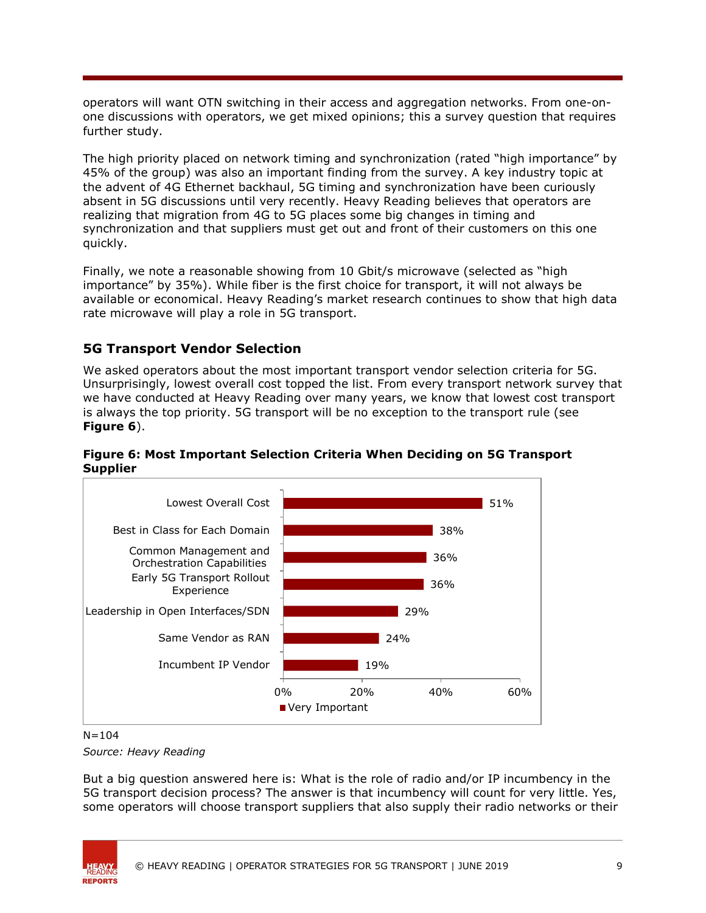operators will want OTN switching in their access and aggregation networks. From one-on-one discussions with operators, we get mixed opinions; this a survey question that requires further study.

The high priority placed on network timing and synchronization (rated "high importance" by 45% of the group) was also an important finding from the survey. A key industry topic at the advent of 4G Ethernet backhaul, 5G timing and synchronization have been curiously absent in 5G discussions until very recently. Heavy Reading believes that operators are realizing that migration from 4G to 5G places some big changes in timing and synchronization and that suppliers must get out and front of their customers on this one quickly.

Finally, we note a reasonable showing from 10 Gbit/s microwave (selected as "high importance" by 35%). While fiber is the first choice for transport, it will not always be available or economical. Heavy Reading's market research continues to show that high data rate microwave will play a role in 5G transport.

## 5G Transport Vendor Selection

We asked operators about the most important transport vendor selection criteria for 5G. Unsurprisingly, lowest overall cost topped the list. From every transport network survey that we have conducted at Heavy Reading over many years, we know that lowest cost transport is always the top priority. 5G transport will be no exception to the transport rule (see **Figure 6**).

**Figure 6: Most Important Selection Criteria When Deciding on 5G Transport Supplier**

Lowest Overall Cost 51%
Best in Class for Each Domain 38%
Common Management and Orchestration Capabilities 36%
Early 5G Transport Rollout Experience 36%
Leadership in Open Interfaces/SDN 29%
Same Vendor as RAN 24%
Incumbent IP Vendor 19%

0% 20% 40% 60%

Very Important

N=104

*Source: Heavy Reading*

But a big question answered here is: What is the role of radio and/or IP incumbency in the 5G transport decision process? The answer is that incumbency will count for very little. Yes, some operators will choose transport suppliers that also supply their radio networks or their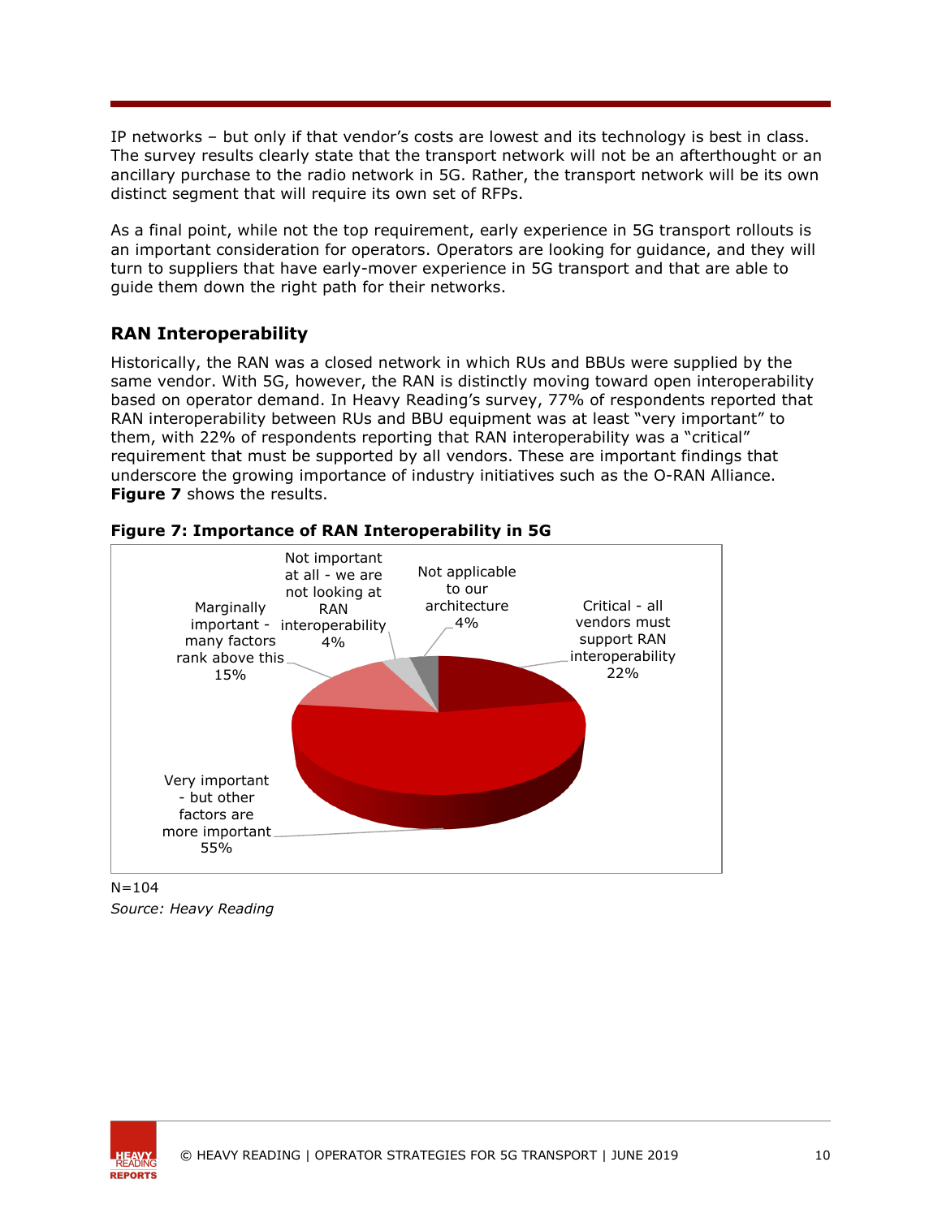IP networks – but only if that vendor's costs are lowest and its technology is best in class. The survey results clearly state that the transport network will not be an afterthought or an ancillary purchase to the radio network in 5G. Rather, the transport network will be its own distinct segment that will require its own set of RFPs.

As a final point, while not the top requirement, early experience in 5G transport rollouts is an important consideration for operators. Operators are looking for guidance, and they will turn to suppliers that have early-mover experience in 5G transport and that are able to guide them down the right path for their networks.

## RAN Interoperability

Historically, the RAN was a closed network in which RUs and BBUs were supplied by the same vendor. With 5G, however, the RAN is distinctly moving toward open interoperability based on operator demand. In Heavy Reading's survey, 77% of respondents reported that RAN interoperability between RUs and BBU equipment was at least "very important" to them, with 22% of respondents reporting that RAN interoperability was a "critical" requirement that must be supported by all vendors. These are important findings that underscore the growing importance of industry initiatives such as the O-RAN Alliance. **Figure 7** shows the results.

**Figure 7: Importance of RAN Interoperability in 5G**

Not important at all - we are not looking at RAN interoperability 4%

Not applicable to our architecture 4%

Marginally important - many factors rank above this 15%

Critical - all vendors must support RAN interoperability 22%

Very important - but other factors are more important 55%

N=104

*Source: Heavy Reading*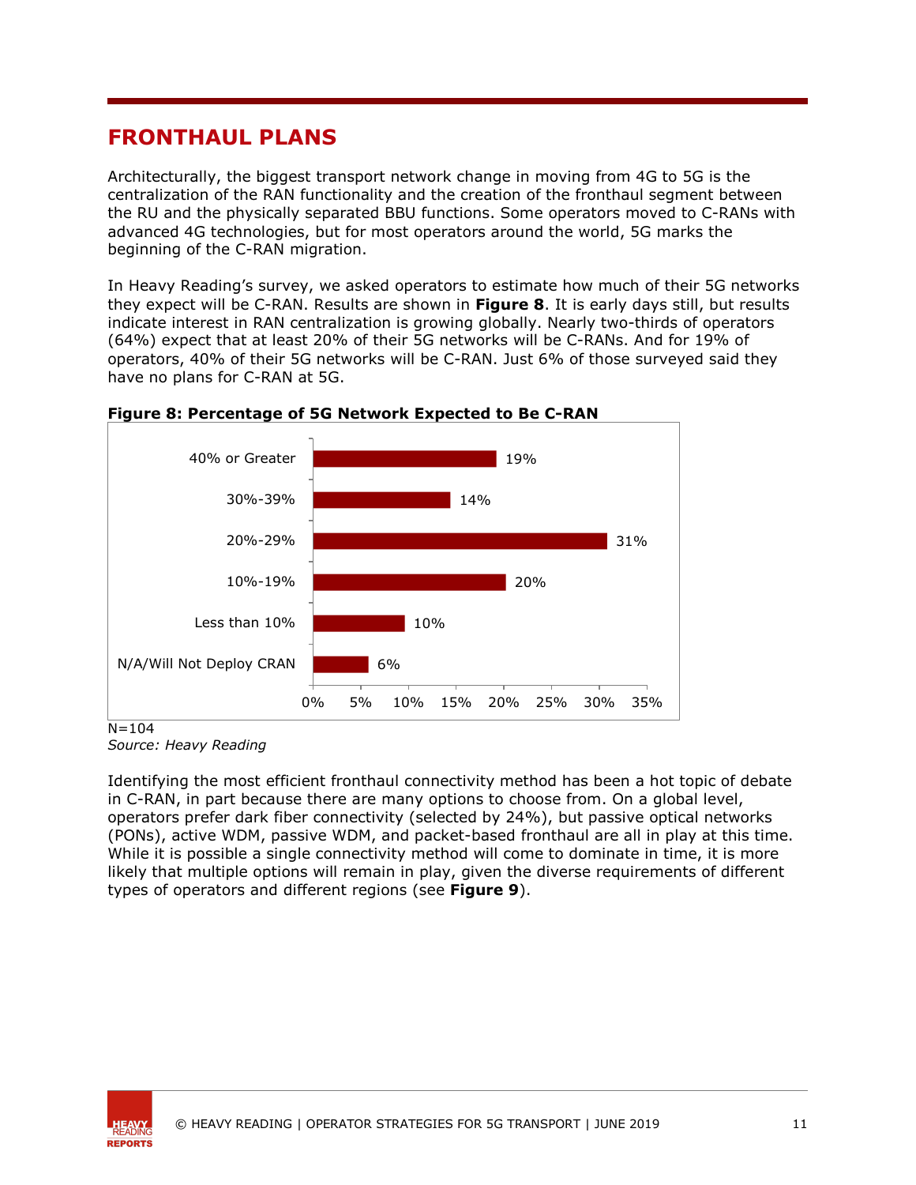## FRONTHAUL PLANS

Architecturally, the biggest transport network change in moving from 4G to 5G is the centralization of the RAN functionality and the creation of the fronthaul segment between the RU and the physically separated BBU functions. Some operators moved to C-RANs with advanced 4G technologies, but for most operators around the world, 5G marks the beginning of the C-RAN migration.

In Heavy Reading's survey, we asked operators to estimate how much of their 5G networks they expect will be C-RAN. Results are shown in **Figure 8**. It is early days still, but results indicate interest in RAN centralization is growing globally. Nearly two-thirds of operators (64%) expect that at least 20% of their 5G networks will be C-RANs. And for 19% of operators, 40% of their 5G networks will be C-RAN. Just 6% of those surveyed said they have no plans for C-RAN at 5G.

**Figure 8: Percentage of 5G Network Expected to Be C-RAN**

40% or Greater 19%
30%-39% 14%
20%-29% 31%
10%-19% 20%
Less than 10% 10%
N/A/Will Not Deploy CRAN 6%

0% 5% 10% 15% 20% 25% 30% 35%

N=104
*Source: Heavy Reading*

Identifying the most efficient fronthaul connectivity method has been a hot topic of debate in C-RAN, in part because there are many options to choose from. On a global level, operators prefer dark fiber connectivity (selected by 24%), but passive optical networks (PONs), active WDM, passive WDM, and packet-based fronthaul are all in play at this time. While it is possible a single connectivity method will come to dominate in time, it is more likely that multiple options will remain in play, given the diverse requirements of different types of operators and different regions (see **Figure 9**).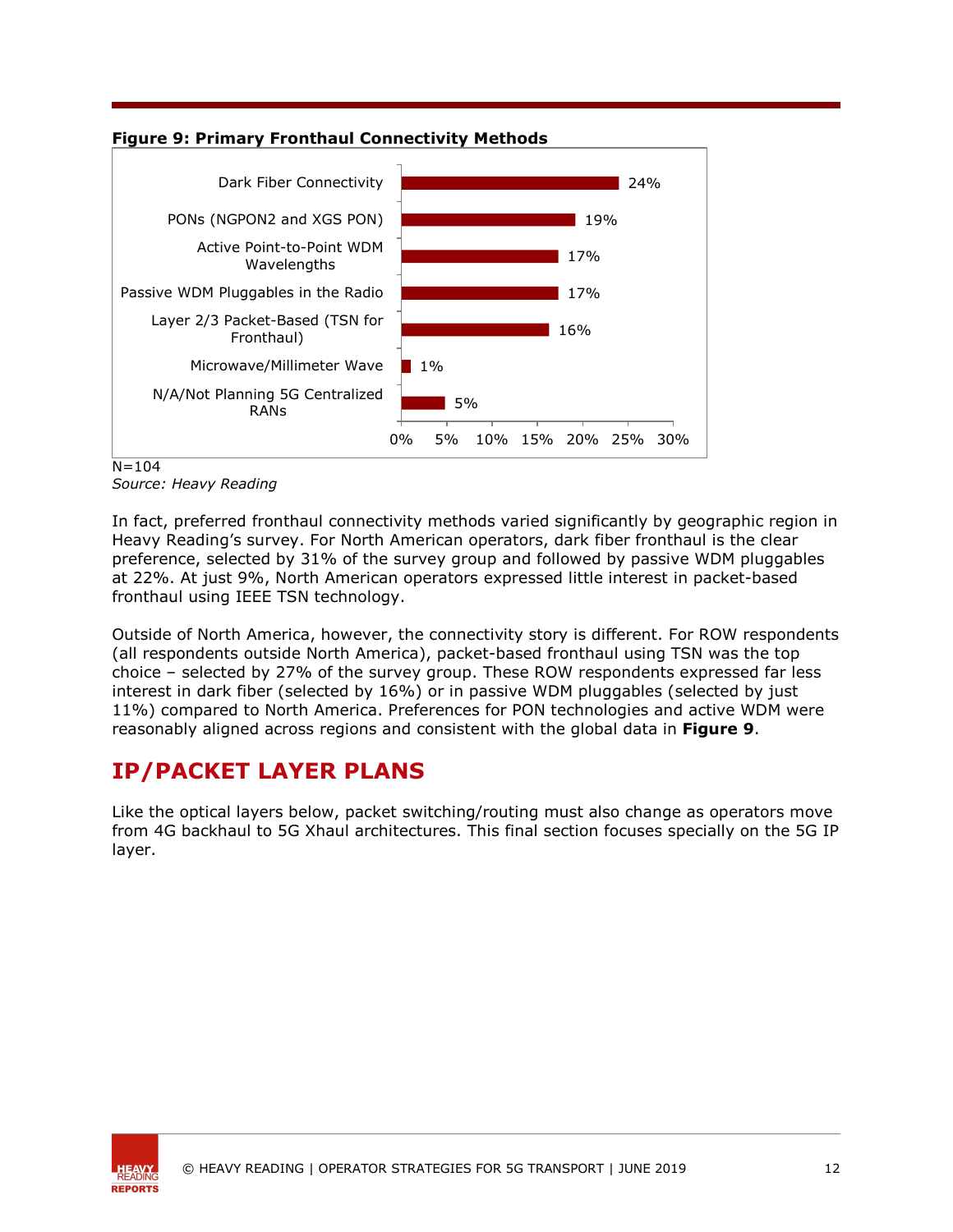**Figure 9: Primary Fronthaul Connectivity Methods**

Dark Fiber Connectivity 24%

PONs (NGPON2 and XGS PON) 19%

Active Point-to-Point WDM Wavelengths 17%

Passive WDM Pluggables in the Radio 17%

Layer 2/3 Packet-Based (TSN for Fronthaul) 16%

Microwave/Millimeter Wave 1%

N/A/Not Planning 5G Centralized RANs 5%

0% 5% 10% 15% 20% 25% 30%

N=104

*Source: Heavy Reading*

In fact, preferred fronthaul connectivity methods varied significantly by geographic region in Heavy Reading's survey. For North American operators, dark fiber fronthaul is the clear preference, selected by 31% of the survey group and followed by passive WDM pluggables at 22%. At just 9%, North American operators expressed little interest in packet-based fronthaul using IEEE TSN technology.

Outside of North America, however, the connectivity story is different. For ROW respondents (all respondents outside North America), packet-based fronthaul using TSN was the top choice – selected by 27% of the survey group. These ROW respondents expressed far less interest in dark fiber (selected by 16%) or in passive WDM pluggables (selected by just 11%) compared to North America. Preferences for PON technologies and active WDM were reasonably aligned across regions and consistent with the global data in **Figure 9**.

# IP/PACKET LAYER PLANS

Like the optical layers below, packet switching/routing must also change as operators move from 4G backhaul to 5G Xhaul architectures. This final section focuses specially on the 5G IP layer.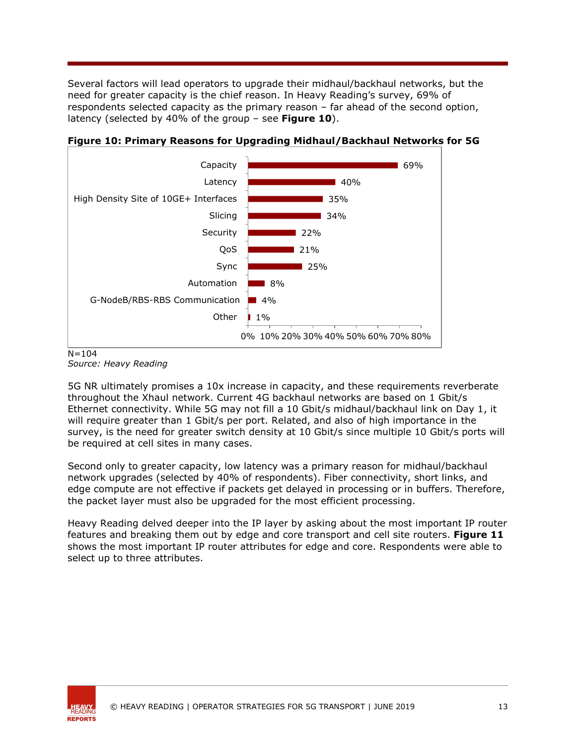Several factors will lead operators to upgrade their midhaul/backhaul networks, but the need for greater capacity is the chief reason. In Heavy Reading's survey, 69% of respondents selected capacity as the primary reason – far ahead of the second option, latency (selected by 40% of the group – see **Figure 10**).

**Figure 10: Primary Reasons for Upgrading Midhaul/Backhaul Networks for 5G**

Capacity 69%
Latency 40%
High Density Site of 10GE+ Interfaces 35%
Slicing 34%
Security 22%
QoS 21%
Sync 25%
Automation 8%
G-NodeB/RBS-RBS Communication 4%
Other 1%

0% 10% 20% 30% 40% 50% 60% 70% 80%

N=104
*Source: Heavy Reading*

5G NR ultimately promises a 10x increase in capacity, and these requirements reverberate throughout the Xhaul network. Current 4G backhaul networks are based on 1 Gbit/s Ethernet connectivity. While 5G may not fill a 10 Gbit/s midhaul/backhaul link on Day 1, it will require greater than 1 Gbit/s per port. Related, and also of high importance in the survey, is the need for greater switch density at 10 Gbit/s since multiple 10 Gbit/s ports will be required at cell sites in many cases.

Second only to greater capacity, low latency was a primary reason for midhaul/backhaul network upgrades (selected by 40% of respondents). Fiber connectivity, short links, and edge compute are not effective if packets get delayed in processing or in buffers. Therefore, the packet layer must also be upgraded for the most efficient processing.

Heavy Reading delved deeper into the IP layer by asking about the most important IP router features and breaking them out by edge and core transport and cell site routers. **Figure 11** shows the most important IP router attributes for edge and core. Respondents were able to select up to three attributes.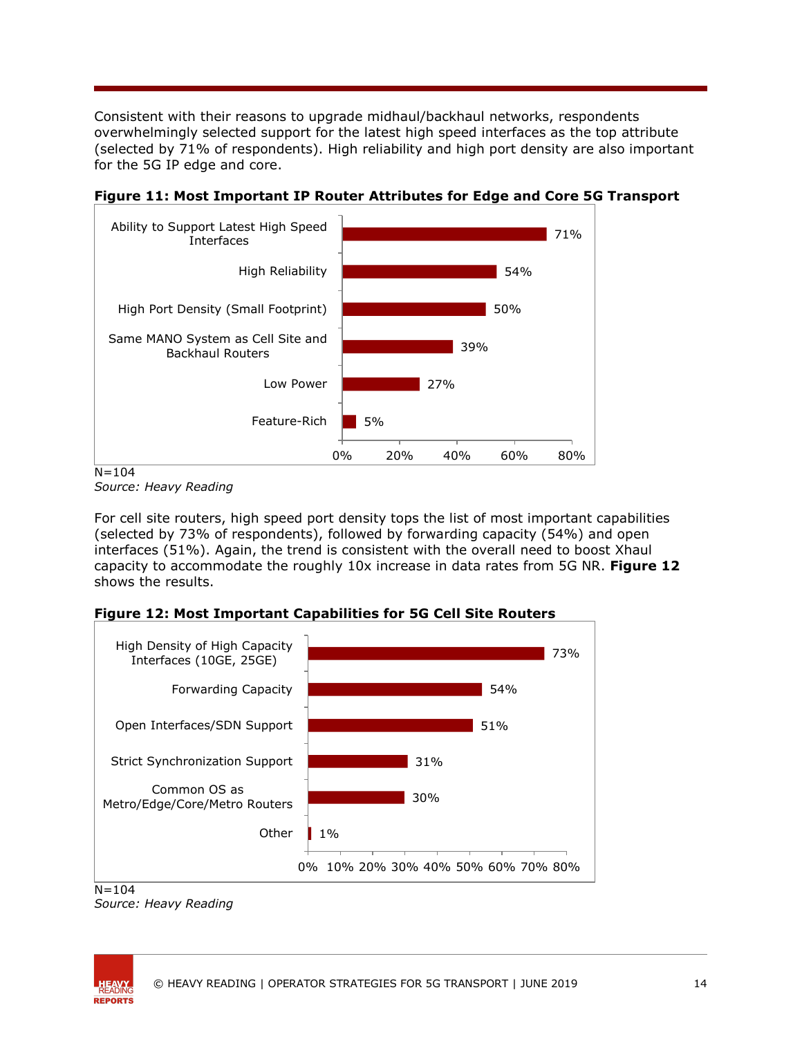Consistent with their reasons to upgrade midhaul/backhaul networks, respondents overwhelmingly selected support for the latest high speed interfaces as the top attribute (selected by 71% of respondents). High reliability and high port density are also important for the 5G IP edge and core.

**Figure 11: Most Important IP Router Attributes for Edge and Core 5G Transport**

Ability to Support Latest High Speed Interfaces 71%
High Reliability 54%
High Port Density (Small Footprint) 50%
Same MANO System as Cell Site and Backhaul Routers 39%
Low Power 27%
Feature-Rich 5%

0% 20% 40% 60% 80%

N=104
*Source: Heavy Reading*

For cell site routers, high speed port density tops the list of most important capabilities (selected by 73% of respondents), followed by forwarding capacity (54%) and open interfaces (51%). Again, the trend is consistent with the overall need to boost Xhaul capacity to accommodate the roughly 10x increase in data rates from 5G NR. **Figure 12** shows the results.

**Figure 12: Most Important Capabilities for 5G Cell Site Routers**

High Density of High Capacity Interfaces (10GE, 25GE) 73%
Forwarding Capacity 54%
Open Interfaces/SDN Support 51%
Strict Synchronization Support 31%
Common OS as Metro/Edge/Core/Metro Routers 30%
Other 1%

0% 10% 20% 30% 40% 50% 60% 70% 80%

N=104
*Source: Heavy Reading*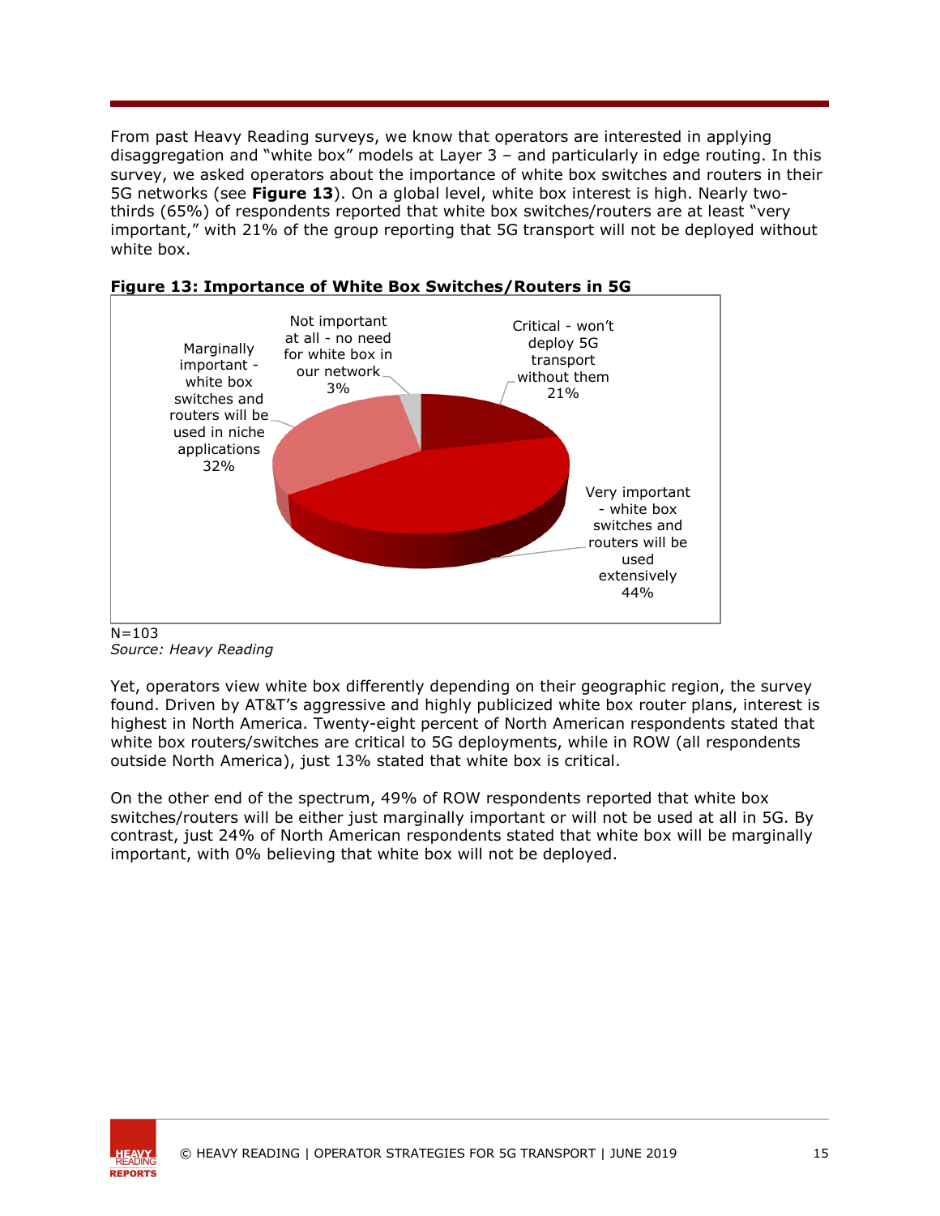From past Heavy Reading surveys, we know that operators are interested in applying disaggregation and "white box" models at Layer 3 – and particularly in edge routing. In this survey, we asked operators about the importance of white box switches and routers in their 5G networks (see **Figure 13**). On a global level, white box interest is high. Nearly two-thirds (65%) of respondents reported that white box switches/routers are at least "very important," with 21% of the group reporting that 5G transport will not be deployed without white box.

**Figure 13: Importance of White Box Switches/Routers in 5G**

Not important at all - no need for white box in our network 3%

Critical - won't deploy 5G transport without them 21%

Marginally important - white box switches and routers will be used in niche applications 32%

Very important - white box switches and routers will be used extensively 44%

N=103

*Source: Heavy Reading*

Yet, operators view white box differently depending on their geographic region, the survey found. Driven by AT&T's aggressive and highly publicized white box router plans, interest is highest in North America. Twenty-eight percent of North American respondents stated that white box routers/switches are critical to 5G deployments, while in ROW (all respondents outside North America), just 13% stated that white box is critical.

On the other end of the spectrum, 49% of ROW respondents reported that white box switches/routers will be either just marginally important or will not be used at all in 5G. By contrast, just 24% of North American respondents stated that white box will be marginally important, with 0% believing that white box will not be deployed.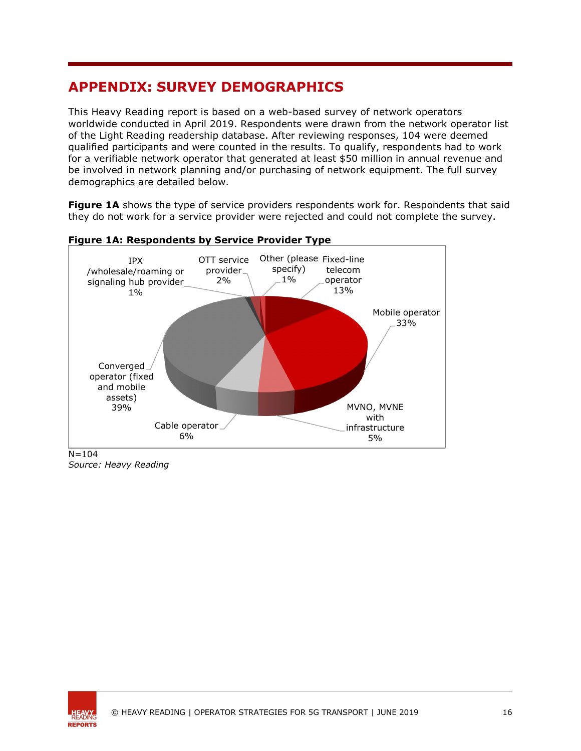## APPENDIX: SURVEY DEMOGRAPHICS

This Heavy Reading report is based on a web-based survey of network operators worldwide conducted in April 2019. Respondents were drawn from the network operator list of the Light Reading readership database. After reviewing responses, 104 were deemed qualified participants and were counted in the results. To qualify, respondents had to work for a verifiable network operator that generated at least $50 million in annual revenue and be involved in network planning and/or purchasing of network equipment. The full survey demographics are detailed below.

**Figure 1A** shows the type of service providers respondents work for. Respondents that said they do not work for a service provider were rejected and could not complete the survey.

**Figure 1A: Respondents by Service Provider Type**

IPX /wholesale/roaming or signaling hub provider 1%
OTT service provider 2%
Other (please specify) 1%
Fixed-line telecom operator 13%
Mobile operator 33%
MVNO, MVNE with infrastructure 5%
Cable operator 6%
Converged operator (fixed and mobile assets) 39%

N=104
*Source: Heavy Reading*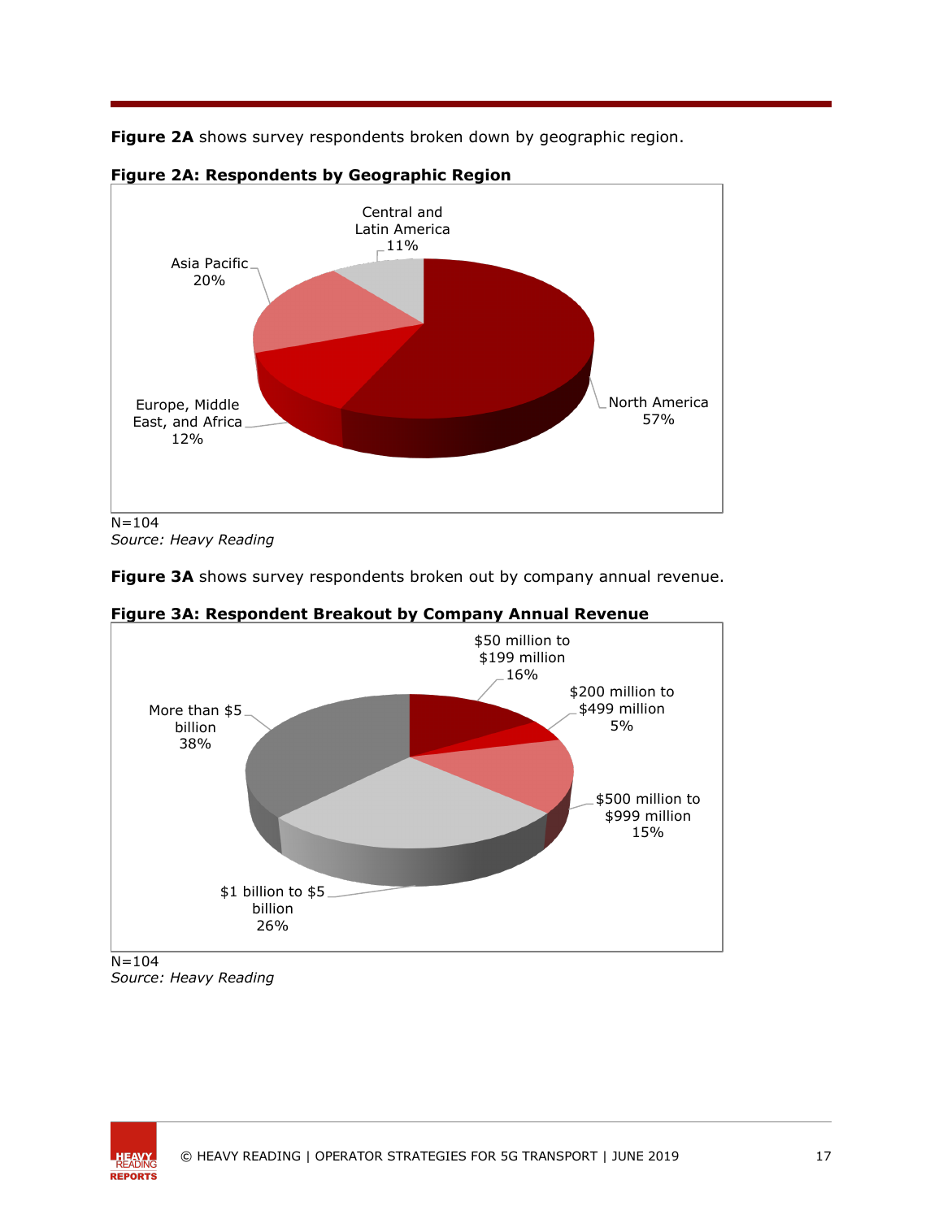**Figure 2A** shows survey respondents broken down by geographic region.

**Figure 2A: Respondents by Geographic Region**

Central and Latin America 11%

Asia Pacific 20%

Europe, Middle East, and Africa 12%

North America 57%

N=104
*Source: Heavy Reading*

**Figure 3A** shows survey respondents broken out by company annual revenue.

**Figure 3A: Respondent Breakout by Company Annual Revenue**

$50 million to $199 million 16%

$200 million to $499 million 5%

More than $5 billion 38%

$500 million to $999 million 15%

$1 billion to $5 billion 26%

N=104
*Source: Heavy Reading*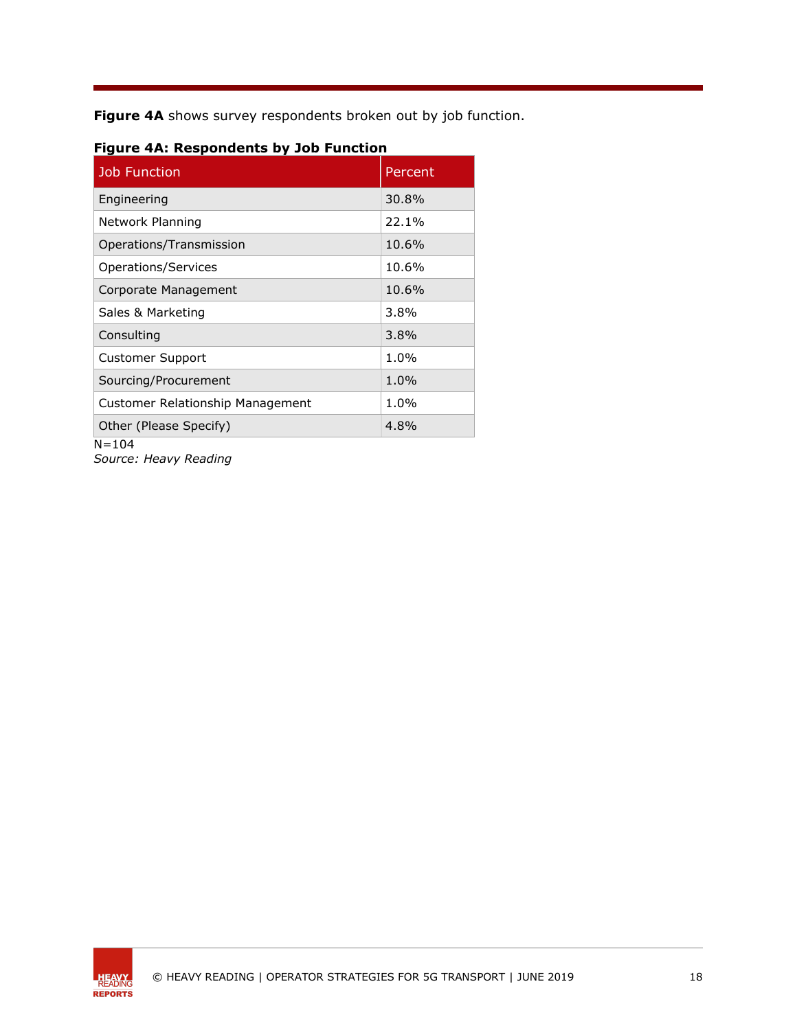**Figure 4A** shows survey respondents broken out by job function.

**Figure 4A: Respondents by Job Function**

| Job Function | Percent |
|---|---|
| Engineering | 30.8% |
| Network Planning | 22.1% |
| Operations/Transmission | 10.6% |
| Operations/Services | 10.6% |
| Corporate Management | 10.6% |
| Sales & Marketing | 3.8% |
| Consulting | 3.8% |
| Customer Support | 1.0% |
| Sourcing/Procurement | 1.0% |
| Customer Relationship Management | 1.0% |
| Other (Please Specify) | 4.8% |

N=104

*Source: Heavy Reading*